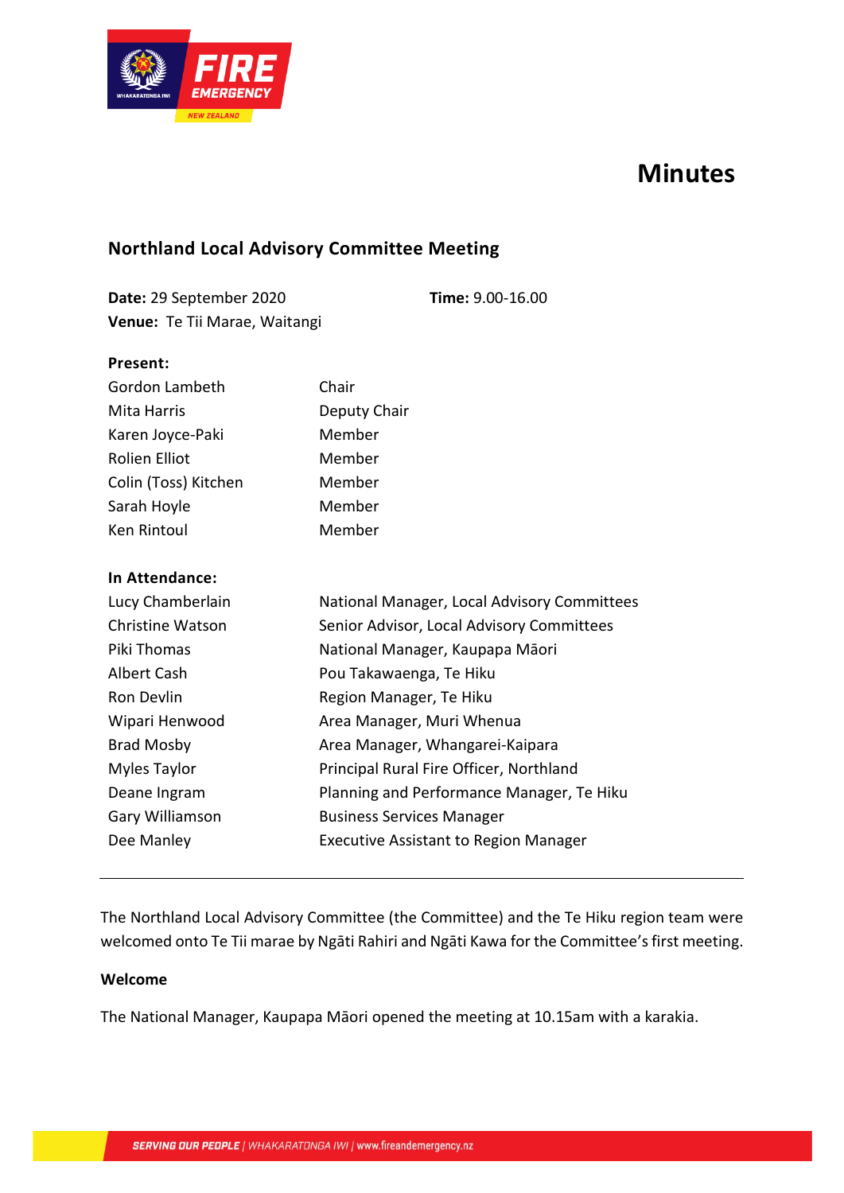# Minutes

## Northland Local Advisory Committee Meeting

**Date:** 29 September 2020 **Time:** 9.00-16.00
**Venue:** Te Tii Marae, Waitangi

**Present:**

| | |
|---|---|
| Gordon Lambeth | Chair |
| Mita Harris | Deputy Chair |
| Karen Joyce-Paki | Member |
| Rolien Elliot | Member |
| Colin (Toss) Kitchen | Member |
| Sarah Hoyle | Member |
| Ken Rintoul | Member |

**In Attendance:**

| | |
|---|---|
| Lucy Chamberlain | National Manager, Local Advisory Committees |
| Christine Watson | Senior Advisor, Local Advisory Committees |
| Piki Thomas | National Manager, Kaupapa Māori |
| Albert Cash | Pou Takawaenga, Te Hiku |
| Ron Devlin | Region Manager, Te Hiku |
| Wipari Henwood | Area Manager, Muri Whenua |
| Brad Mosby | Area Manager, Whangarei-Kaipara |
| Myles Taylor | Principal Rural Fire Officer, Northland |
| Deane Ingram | Planning and Performance Manager, Te Hiku |
| Gary Williamson | Business Services Manager |
| Dee Manley | Executive Assistant to Region Manager |

---

The Northland Local Advisory Committee (the Committee) and the Te Hiku region team were welcomed onto Te Tii marae by Ngāti Rahiri and Ngāti Kawa for the Committee's first meeting.

**Welcome**

The National Manager, Kaupapa Māori opened the meeting at 10.15am with a karakia.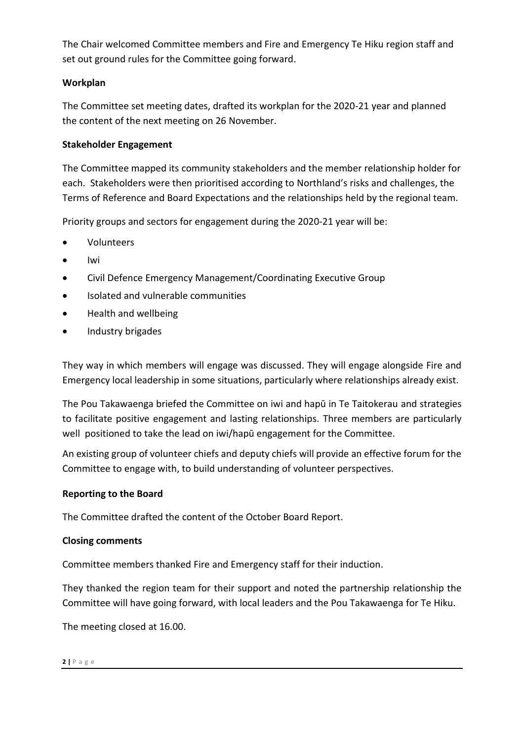The Chair welcomed Committee members and Fire and Emergency Te Hiku region staff and set out ground rules for the Committee going forward.

**Workplan**

The Committee set meeting dates, drafted its workplan for the 2020-21 year and planned the content of the next meeting on 26 November.

**Stakeholder Engagement**

The Committee mapped its community stakeholders and the member relationship holder for each. Stakeholders were then prioritised according to Northland's risks and challenges, the Terms of Reference and Board Expectations and the relationships held by the regional team.

Priority groups and sectors for engagement during the 2020-21 year will be:

- Volunteers
- Iwi
- Civil Defence Emergency Management/Coordinating Executive Group
- Isolated and vulnerable communities
- Health and wellbeing
- Industry brigades

They way in which members will engage was discussed. They will engage alongside Fire and Emergency local leadership in some situations, particularly where relationships already exist.

The Pou Takawaenga briefed the Committee on iwi and hapū in Te Taitokerau and strategies to facilitate positive engagement and lasting relationships. Three members are particularly well positioned to take the lead on iwi/hapū engagement for the Committee.

An existing group of volunteer chiefs and deputy chiefs will provide an effective forum for the Committee to engage with, to build understanding of volunteer perspectives.

**Reporting to the Board**

The Committee drafted the content of the October Board Report.

**Closing comments**

Committee members thanked Fire and Emergency staff for their induction.

They thanked the region team for their support and noted the partnership relationship the Committee will have going forward, with local leaders and the Pou Takawaenga for Te Hiku.

The meeting closed at 16.00.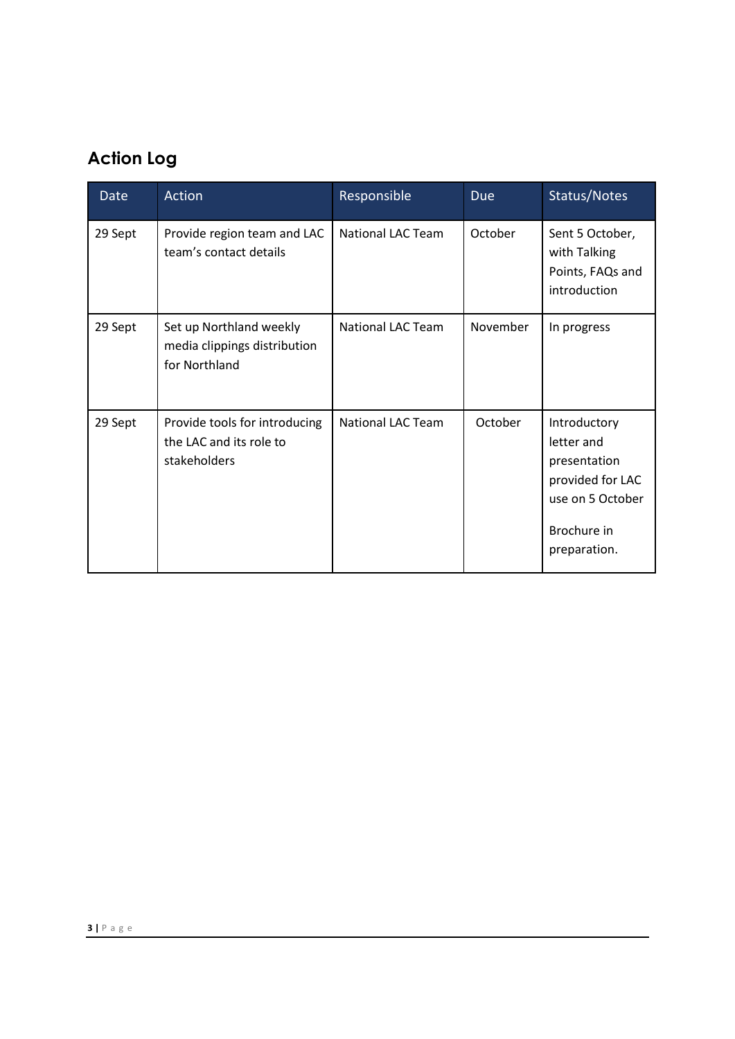## Action Log

| Date | Action | Responsible | Due | Status/Notes |
|---|---|---|---|---|
| 29 Sept | Provide region team and LAC team's contact details | National LAC Team | October | Sent 5 October, with Talking Points, FAQs and introduction |
| 29 Sept | Set up Northland weekly media clippings distribution for Northland | National LAC Team | November | In progress |
| 29 Sept | Provide tools for introducing the LAC and its role to stakeholders | National LAC Team | October | Introductory letter and presentation provided for LAC use on 5 October<br><br>Brochure in preparation. |